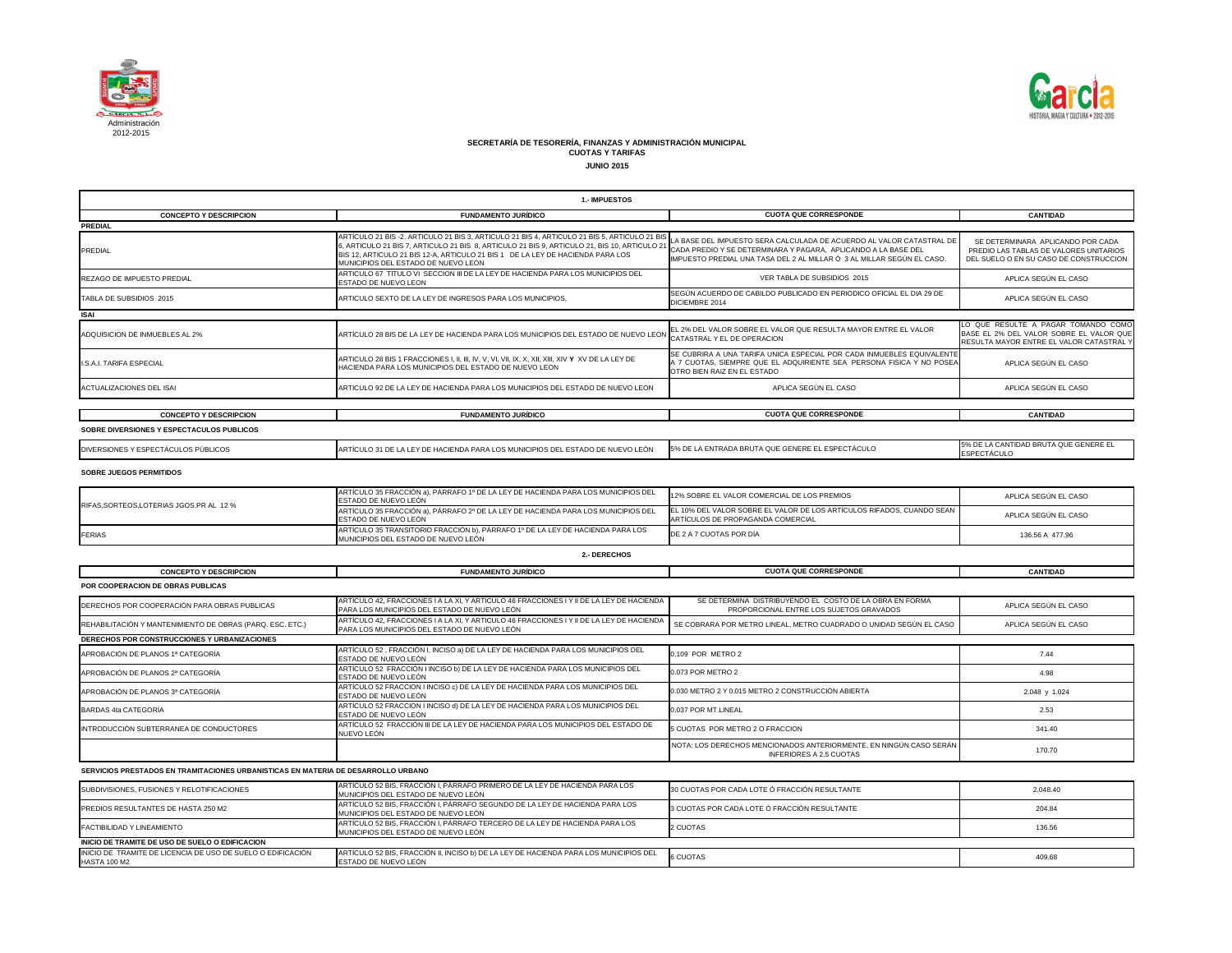Administración
2012-2015

**SECRETARÍA DE TESORERÍA, FINANZAS Y ADMINISTRACIÓN MUNICIPAL**
**CUOTAS Y TARIFAS**
**JUNIO 2015**

## 1.- IMPUESTOS

| CONCEPTO Y DESCRIPCION | FUNDAMENTO JURÍDICO | CUOTA QUE CORRESPONDE | CANTIDAD |
|---|---|---|---|
| **PREDIAL** | | | |
| PREDIAL | ARTÍCULO 21 BIS -2. ARTICULO 21 BIS 3, ARTICULO 21 BIS 4, ARTICULO 21 BIS 5, ARTICULO 21 BIS 6, ARTICULO 21 BIS 7, ARTICULO 21 BIS 8, ARTICULO 21 BIS 9, ARTICULO 21, BIS 10, ARTICULO 21 BIS 12, ARTICULO 21 BIS 12-A, ARTICULO 21 BIS 1 DE LA LEY DE HACIENDA PARA LOS MUNICIPIOS DEL ESTADO DE NUEVO LEÓN | LA BASE DEL IMPUESTO SERA CALCULADA DE ACUERDO AL VALOR CATASTRAL DE CADA PREDIO Y SE DETERMINARA Y PAGARA, APLICANDO A LA BASE DEL IMPUESTO PREDIAL UNA TASA DEL 2 AL MILLAR Ó 3 AL MILLAR SEGÚN EL CASO. | SE DETERMINARA APLICANDO POR CADA PREDIO LAS TABLAS DE VALORES UNITARIOS DEL SUELO O EN SU CASO DE CONSTRUCCION |
| REZAGO DE IMPUESTO PREDIAL | ARTICULO 67 TITULO VI SECCION III DE LA LEY DE HACIENDA PARA LOS MUNICIPIOS DEL ESTADO DE NUEVO LEON | VER TABLA DE SUBSIDIOS 2015 | APLICA SEGÚN EL CASO |
| TABLA DE SUBSIDIOS 2015 | ARTICULO SEXTO DE LA LEY DE INGRESOS PARA LOS MUNICIPIOS, | SEGÚN ACUERDO DE CABILDO PUBLICADO EN PERIODICO OFICIAL EL DIA 29 DE DICIEMBRE 2014 | APLICA SEGÚN EL CASO |
| **ISAI** | | | |
| ADQUISICION DE INMUEBLES AL 2% | ARTÍCULO 28 BIS DE LA LEY DE HACIENDA PARA LOS MUNICIPIOS DEL ESTADO DE NUEVO LEON | EL 2% DEL VALOR SOBRE EL VALOR QUE RESULTA MAYOR ENTRE EL VALOR CATASTRAL Y EL DE OPERACION | LO QUE RESULTE A PAGAR TOMANDO COMO BASE EL 2% DEL VALOR SOBRE EL VALOR QUE RESULTA MAYOR ENTRE EL VALOR CATASTRAL Y |
| I.S.A.I. TARIFA ESPECIAL | ARTICULO 28 BIS 1 FRACCIONES I, II, III, IV, V, VI, VII, IX, X, XII, XIII, XIV Y XV DE LA LEY DE HACIENDA PARA LOS MUNICIPIOS DEL ESTADO DE NUEVO LEON | SE CUBRIRA A UNA TARIFA UNICA ESPECIAL POR CADA INMUEBLES EQUIVALENTE A 7 CUOTAS, SIEMPRE QUE EL ADQUIRIENTE SEA PERSONA FISICA Y NO POSEA OTRO BIEN RAIZ EN EL ESTADO | APLICA SEGÚN EL CASO |
| ACTUALIZACIONES DEL ISAI | ARTICULO 92 DE LA LEY DE HACIENDA PARA LOS MUNICIPIOS DEL ESTADO DE NUEVO LEON | APLICA SEGÚN EL CASO | APLICA SEGÚN EL CASO |

| CONCEPTO Y DESCRIPCION | FUNDAMENTO JURÍDICO | CUOTA QUE CORRESPONDE | CANTIDAD |
|---|---|---|---|
| **SOBRE DIVERSIONES Y ESPECTACULOS PUBLICOS** | | | |
| DIVERSIONES Y ESPECTÁCULOS PÚBLICOS | ARTÍCULO 31 DE LA LEY DE HACIENDA PARA LOS MUNICIPIOS DEL ESTADO DE NUEVO LEÓN | 5% DE LA ENTRADA BRUTA QUE GENERE EL ESPECTÁCULO | 5% DE LA CANTIDAD BRUTA QUE GENERE EL ESPECTÁCULO |
| **SOBRE JUEGOS PERMITIDOS** | | | |
| RIFAS,SORTEOS,LOTERIAS JGOS.PR AL 12 % | ARTÍCULO 35 FRACCIÓN a), PÁRRAFO 1º DE LA LEY DE HACIENDA PARA LOS MUNICIPIOS DEL ESTADO DE NUEVO LEÓN | 12% SOBRE EL VALOR COMERCIAL DE LOS PREMIOS | APLICA SEGÚN EL CASO |
| | ARTÍCULO 35 FRACCIÓN a), PÁRRAFO 2º DE LA LEY DE HACIENDA PARA LOS MUNICIPIOS DEL ESTADO DE NUEVO LEÓN | EL 10% DEL VALOR SOBRE EL VALOR DE LOS ARTÍCULOS RIFADOS, CUANDO SEAN ARTÍCULOS DE PROPAGANDA COMERCIAL | APLICA SEGÚN EL CASO |
| FERIAS | ARTÍCULO 35 TRANSITORIO FRACCIÓN b), PÁRRAFO 1º DE LA LEY DE HACIENDA PARA LOS MUNICIPIOS DEL ESTADO DE NUEVO LEÓN | DE 2 A 7 CUOTAS POR DÍA | 136.56 A 477.96 |

## 2.- DERECHOS

| CONCEPTO Y DESCRIPCION | FUNDAMENTO JURÍDICO | CUOTA QUE CORRESPONDE | CANTIDAD |
|---|---|---|---|
| **POR COOPERACION DE OBRAS PUBLICAS** | | | |
| DERECHOS POR COOPERACIÓN PARA OBRAS PUBLICAS | ARTÍCULO 42, FRACCIONES I A LA XI, Y ARTICULO 46 FRACCIONES I Y II DE LA LEY DE HACIENDA PARA LOS MUNICIPIOS DEL ESTADO DE NUEVO LEÓN | SE DETERMINA DISTRIBUYENDO EL COSTO DE LA OBRA EN FORMA PROPORCIONAL ENTRE LOS SUJETOS GRAVADOS | APLICA SEGÚN EL CASO |
| REHABILITACIÓN Y MANTENIMIENTO DE OBRAS (PARQ. ESC. ETC.) | ARTÍCULO 42, FRACCIONES I A LA XI, Y ARTICULO 46 FRACCIONES I Y II DE LA LEY DE HACIENDA PARA LOS MUNICIPIOS DEL ESTADO DE NUEVO LEÓN | SE COBRARA POR METRO LINEAL, METRO CUADRADO O UNIDAD SEGÚN EL CASO | APLICA SEGÚN EL CASO |
| **DERECHOS POR CONSTRUCCIONES Y URBANIZACIONES** | | | |
| APROBACIÓN DE PLANOS 1ª CATEGORÍA | ARTÍCULO 52 , FRACCIÓN I, INCISO a) DE LA LEY DE HACIENDA PARA LOS MUNICIPIOS DEL ESTADO DE NUEVO LEÓN | 0.109 POR METRO 2 | 7.44 |
| APROBACIÓN DE PLANOS 2ª CATEGORÍA | ARTÍCULO 52 FRACCIÓN I INCISO b) DE LA LEY DE HACIENDA PARA LOS MUNICIPIOS DEL ESTADO DE NUEVO LEÓN | 0.073 POR METRO 2 | 4.98 |
| APROBACIÓN DE PLANOS 3ª CATEGORÍA | ARTÍCULO 52 FRACCION I INCISO c) DE LA LEY DE HACIENDA PARA LOS MUNICIPIOS DEL ESTADO DE NUEVO LEÓN | 0.030 METRO 2 Y 0.015 METRO 2 CONSTRUCCIÓN ABIERTA | 2.048 y 1.024 |
| BARDAS 4ta CATEGORÍA | ARTÍCULO 52 FRACCION I INCISO d) DE LA LEY DE HACIENDA PARA LOS MUNICIPIOS DEL ESTADO DE NUEVO LEÓN | 0.037 POR MT.LINEAL | 2.53 |
| INTRODUCCIÓN SUBTERRANEA DE CONDUCTORES | ARTÍCULO 52 FRACCIÓN III DE LA LEY DE HACIENDA PARA LOS MUNICIPIOS DEL ESTADO DE NUEVO LEÓN | 5 CUOTAS POR METRO 2 O FRACCION | 341.40 |
| | | NOTA: LOS DERECHOS MENCIONADOS ANTERIORMENTE, EN NINGÚN CASO SERÁN INFERIORES A 2.5 CUOTAS | 170.70 |
| **SERVICIOS PRESTADOS EN TRAMITACIONES URBANISTICAS EN MATERIA DE DESARROLLO URBANO** | | | |
| SUBDIVISIONES, FUSIONES Y RELOTIFICACIONES | ARTÍCULO 52 BIS, FRACCIÓN I, PÁRRAFO PRIMERO DE LA LEY DE HACIENDA PARA LOS MUNICIPIOS DEL ESTADO DE NUEVO LEÓN | 30 CUOTAS POR CADA LOTE Ó FRACCIÓN RESULTANTE | 2,048.40 |
| PREDIOS RESULTANTES DE HASTA 250 M2 | ARTÍCULO 52 BIS, FRACCIÓN I, PÁRRAFO SEGUNDO DE LA LEY DE HACIENDA PARA LOS MUNICIPIOS DEL ESTADO DE NUEVO LEÓN | 3 CUOTAS POR CADA LOTE Ó FRACCIÓN RESULTANTE | 204.84 |
| FACTIBILIDAD Y LINEAMIENTO | ARTÍCULO 52 BIS, FRACCIÓN I, PÁRRAFO TERCERO DE LA LEY DE HACIENDA PARA LOS MUNICIPIOS DEL ESTADO DE NUEVO LEÓN | 2 CUOTAS | 136.56 |
| **INICIO DE TRAMITE DE USO DE SUELO O EDIFICACION** | | | |
| INICIO DE TRAMITE DE LICENCIA DE USO DE SUELO O EDIFICACIÓN HASTA 100 M2 | ARTÍCULO 52 BIS, FRACCIÓN II, INCISO b) DE LA LEY DE HACIENDA PARA LOS MUNICIPIOS DEL ESTADO DE NUEVO LEÓN | 6 CUOTAS | 409.68 |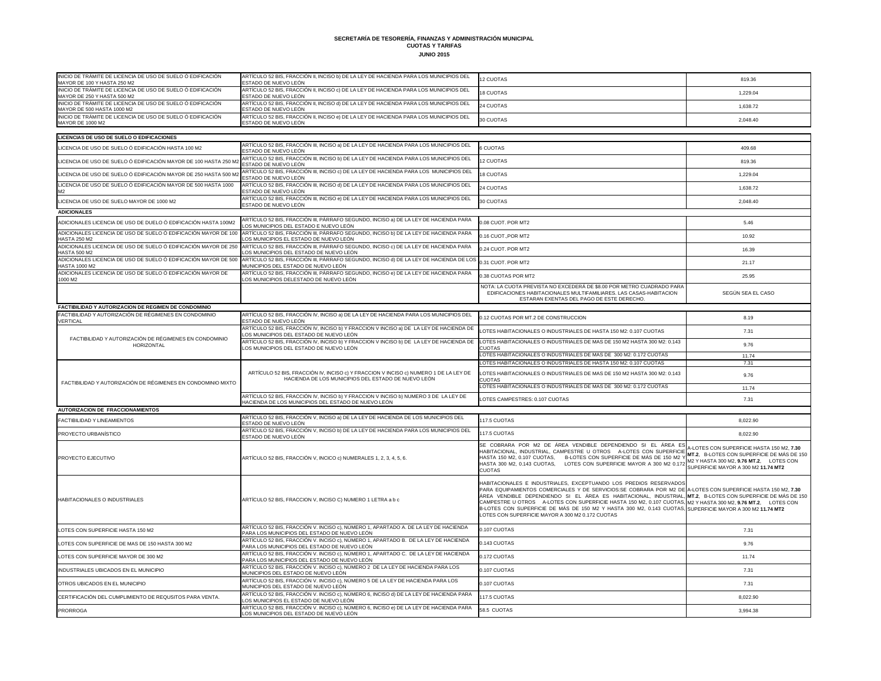**SECRETARÍA DE TESORERÍA, FINANZAS Y ADMINISTRACIÓN MUNICIPAL**
**CUOTAS Y TARIFAS**
**JUNIO 2015**

| | | | |
|---|---|---|---|
| INICIO DE TRÁMITE DE LICENCIA DE USO DE SUELO Ó EDIFICACIÓN MAYOR DE 100 Y HASTA 250 M2 | ARTÍCULO 52 BIS, FRACCIÓN II, INCISO b) DE LA LEY DE HACIENDA PARA LOS MUNICIPIOS DEL ESTADO DE NUEVO LEÓN | 12 CUOTAS | 819.36 |
| INICIO DE TRÁMITE DE LICENCIA DE USO DE SUELO Ó EDIFICACIÓN MAYOR DE 250 Y HASTA 500 M2 | ARTÍCULO 52 BIS, FRACCIÓN II, INCISO c) DE LA LEY DE HACIENDA PARA LOS MUNICIPIOS DEL ESTADO DE NUEVO LEÓN | 18 CUOTAS | 1,229.04 |
| INICIO DE TRÁMITE DE LICENCIA DE USO DE SUELO Ó EDIFICACIÓN MAYOR DE 500 HASTA 1000 M2 | ARTÍCULO 52 BIS, FRACCIÓN II, INCISO d) DE LA LEY DE HACIENDA PARA LOS MUNICIPIOS DEL ESTADO DE NUEVO LEÓN | 24 CUOTAS | 1,638.72 |
| INICIO DE TRÁMITE DE LICENCIA DE USO DE SUELO Ó EDIFICACIÓN MAYOR DE 1000 M2 | ARTÍCULO 52 BIS, FRACCIÓN II, INCISO e) DE LA LEY DE HACIENDA PARA LOS MUNICIPIOS DEL ESTADO DE NUEVO LEÓN | 30 CUOTAS | 2,048.40 |

| | | | |
|---|---|---|---|
| **LICENCIAS DE USO DE SUELO O EDIFICACIONES** | | | |
| LICENCIA DE USO DE SUELO Ó EDIFICACIÓN HASTA 100 M2 | ARTÍCULO 52 BIS, FRACCIÓN III, INCISO a) DE LA LEY DE HACIENDA PARA LOS MUNICIPIOS DEL ESTADO DE NUEVO LEÓN | 6 CUOTAS | 409.68 |
| LICENCIA DE USO DE SUELO Ó EDIFICACIÓN MAYOR DE 100 HASTA 250 M2 | ARTÍCULO 52 BIS, FRACCIÓN III, INCISO b) DE LA LEY DE HACIENDA PARA LOS MUNICIPIOS DEL ESTADO DE NUEVO LEÓN | 12 CUOTAS | 819.36 |
| LICENCIA DE USO DE SUELO Ó EDIFICACIÓN MAYOR DE 250 HASTA 500 M2 | ARTÍCULO 52 BIS, FRACCIÓN III, INCISO c) DE LA LEY DE HACIENDA PARA LOS MUNICIPIOS DEL ESTADO DE NUEVO LEÓN | 18 CUOTAS | 1,229.04 |
| LICENCIA DE USO DE SUELO Ó EDIFICACIÓN MAYOR DE 500 HASTA 1000 M2 | ARTÍCULO 52 BIS, FRACCIÓN III, INCISO d) DE LA LEY DE HACIENDA PARA LOS MUNICIPIOS DEL ESTADO DE NUEVO LEÓN | 24 CUOTAS | 1,638.72 |
| LICENCIA DE USO DE SUELO MAYOR DE 1000 M2 | ARTÍCULO 52 BIS, FRACCIÓN III, INCISO e) DE LA LEY DE HACIENDA PARA LOS MUNICIPIOS DEL ESTADO DE NUEVO LEÓN | 30 CUOTAS | 2,048.40 |
| **ADICIONALES** | | | |
| ADICIONALES LICENCIA DE USO DE DUELO Ó EDIFICACIÓN HASTA 100M2 | ARTÍCULO 52 BIS, FRACCIÓN III, PÁRRAFO SEGUNDO, INCISO a) DE LA LEY DE HACIENDA PARA LOS MUNICIPIOS DEL ESTADO E NUEVO LEÓN | 0.08 CUOT. POR MT2 | 5.46 |
| ADICIONALES LICENCIA DE USO DE SUELO Ó EDIFICACIÓN MAYOR DE 100 HASTA 250 M2 | ARTÍCULO 52 BIS, FRACCIÓN III, PÁRRAFO SEGUNDO, INCISO b) DE LA LEY DE HACIENDA PARA LOS MUNICIPIOS EL ESTADO DE NUEVO LEÓN | 0.16 CUOT.,POR MT2 | 10.92 |
| ADICIONALES LICENCIA DE USO DE SUELO Ó EDIFICACIÓN MAYOR DE 250 HASTA 500 M2 | ARTÍCULO 52 BIS, FRACCIÓN III, PÁRRAFO SEGUNDO, INCISO c) DE LA LEY DE HACIENDA PARA LOS MUNICIPIOS DEL ESTADO DE NUEVO LEÓN | 0.24 CUOT. POR MT2 | 16.39 |
| ADICIONALES LICENCIA DE USO DE SUELO Ó EDIFICACIÓN MAYOR DE 500 HASTA 1000 M2 | ARTÍCULO 52 BIS, FRACCIÓN III, PÁRRAFO SEGUNDO, INCISO d) DE LA LEY DE HACIENDA DE LOS MUNICIPIOS DEL ESTADO DE NUEVO LEÓN | 0.31 CUOT. POR MT2 | 21.17 |
| ADICIONALES LICENCIA DE USO DE SUELO Ó EDIFICACIÓN MAYOR DE 1000 M2 | ARTÍCULO 52 BIS, FRACCIÓN III, PÁRRAFO SEGUNDO, INCISO e) DE LA LEY DE HACIENDA PARA LOS MUNICIPIOS DELESTADO DE NUEVO LEÓN | 0.38 CUOTAS POR MT2 | 25.95 |
| | | NOTA: LA CUOTA PREVISTA NO EXCEDERÁ DE $8.00 POR METRO CUADRADO PARA EDIFICACIONES HABITACIONALES MULTIFAMILIARES. LAS CASAS-HABITACION ESTARAN EXENTAS DEL PAGO DE ESTE DERECHO. | SEGÚN SEA EL CASO |
| **FACTIBILIDAD Y AUTORIZACION DE REGIMEN DE CONDOMINIO** | | | |
| FACTIBILIDAD Y AUTORIZACIÓN DE RÉGIMENES EN CONDOMINIO VERTICAL | ARTÍCULO 52 BIS, FRACCIÓN IV, INCISO a) DE LA LEY DE HACIENDA PARA LOS MUNICIPIOS DEL ESTADO DE NUEVO LEÓN | 0.12 CUOTAS POR MT.2 DE CONSTRUCCION | 8.19 |
| FACTIBILIDAD Y AUTORIZACIÓN DE RÉGIMENES EN CONDOMINIO HORIZONTAL | ARTÍCULO 52 BIS, FRACCIÓN IV, INCISO b) Y FRACCION V INCISO a) DE LA LEY DE HACIENDA DE LOS MUNICIPIOS DEL ESTADO DE NUEVO LEÓN | LOTES HABITACIONALES O INDUSTRIALES DE HASTA 150 M2: 0.107 CUOTAS | 7.31 |
| | ARTÍCULO 52 BIS, FRACCIÓN IV, INCISO b) Y FRACCION V INCISO b) DE LA LEY DE HACIENDA DE LOS MUNICIPIOS DEL ESTADO DE NUEVO LEÓN | LOTES HABITACIONALES O INDUSTRIALES DE MAS DE 150 M2 HASTA 300 M2: 0.143 CUOTAS | 9.76 |
| | | LOTES HABITACIONALES O INDUSTRIALES DE MAS DE 300 M2: 0.172 CUOTAS | 11.74 |
| FACTIBILIDAD Y AUTORIZACIÓN DE RÉGIMENES EN CONDOMINIO MIXTO | ARTÍCULO 52 BIS, FRACCIÓN IV, INCISO c) Y FRACCION V INCISO c) NUMERO 1 DE LA LEY DE HACIENDA DE LOS MUNICIPIOS DEL ESTADO DE NUEVO LEÓN | LOTES HABITACIONALES O INDUSTRIALES DE HASTA 150 M2: 0.107 CUOTAS | 7.31 |
| | | LOTES HABITACIONALES O INDUSTRIALES DE MAS DE 150 M2 HASTA 300 M2: 0.143 CUOTAS | 9.76 |
| | | LOTES HABITACIONALES O INDUSTRIALES DE MAS DE 300 M2: 0.172 CUOTAS | 11.74 |
| | ARTÍCULO 52 BIS, FRACCIÓN IV, INCISO b) Y FRACCION V INCISO b) NUMERO 3 DE LA LEY DE HACIENDA DE LOS MUNICIPIOS DEL ESTADO DE NUEVO LEÓN | LOTES CAMPESTRES: 0.107 CUOTAS | 7.31 |
| **AUTORIZACION DE FRACCIONAMIENTOS** | | | |
| FACTIBILIDAD Y LINEAMIENTOS | ARTÍCULO 52 BIS, FRACCIÓN V, INCISO a) DE LA LEY DE HACIENDA DE LOS MUNICIPIOS DEL ESTADO DE NUEVO LEÓN | 117.5 CUOTAS | 8,022.90 |
| PROYECTO URBANÍSTICO | ARTÍCULO 52 BIS, FRACCIÓN V, INCISO b) DE LA LEY DE HACIENDA PARA LOS MUNICIPIOS DEL ESTADO DE NUEVO LEÓN | 117.5 CUOTAS | 8,022.90 |
| PROYECTO EJECUTIVO | ARTÍCULO 52 BIS, FRACCIÓN V, INCICO c) NUMERALES 1, 2, 3, 4, 5, 6. | SE COBRARA POR M2 DE ÁREA VENDIBLE DEPENDIENDO SI EL ÁREA ES HABITACIONAL, INDUSTRIAL, CAMPESTRE U OTROS A-LOTES CON SUPERFICIE HASTA 150 M2, 0.107 CUOTAS, B-LOTES CON SUPERFICIE DE MÁS DE 150 M2 Y HASTA 300 M2, 0.143 CUOTAS, LOTES CON SUPERFICIE MAYOR A 300 M2 0.172 CUOTAS | A-LOTES CON SUPERFICIE HASTA 150 M2, **7.30 MT.2**, B-LOTES CON SUPERFICIE DE MÁS DE 150 M2 Y HASTA 300 M2, **9.76 MT.2**, LOTES CON SUPERFICIE MAYOR A 300 M2 **11.74 MT2** |
| HABITACIONALES O INDUSTRIALES | ARTÍCULO 52 BIS, FRACCION V, INCISO C) NUMERO 1 LETRA a b c | HABITACIONALES E INDUSTRIALES, EXCEPTUANDO LOS PREDIOS RESERVADOS PARA EQUIPAMIENTOS COMERCIALES Y DE SERVICIOS:SE COBRARA POR M2 DE ÁREA VENDIBLE DEPENDIENDO SI EL ÁREA ES HABITACIONAL, INDUSTRIAL, CAMPESTRE U OTROS A-LOTES CON SUPERFICIE HASTA 150 M2, 0.107 CUOTAS, B-LOTES CON SUPERFICIE DE MÁS DE 150 M2 Y HASTA 300 M2, 0.143 CUOTAS, LOTES CON SUPERFICIE MAYOR A 300 M2 0.172 CUOTAS | A-LOTES CON SUPERFICIE HASTA 150 M2, **7.30 MT.2**, B-LOTES CON SUPERFICIE DE MÁS DE 150 M2 Y HASTA 300 M2, **9.76 MT.2**, LOTES CON SUPERFICIE MAYOR A 300 M2 **11.74 MT2** |
| LOTES CON SUPERFICIE HASTA 150 M2 | ARTÍCULO 52 BIS, FRACCIÓN V. INCISO c), NÚMERO 1, APARTADO A. DE LA LEY DE HACIENDA PARA LOS MUNICIPIOS DEL ESTADO DE NUEVO LEÓN | 0.107 CUOTAS | 7.31 |
| LOTES CON SUPERFICIE DE MAS DE 150 HASTA 300 M2 | ARTÍCULO 52 BIS, FRACCIÓN V. INCISO c), NÚMERO 1, APARTADO B. DE LA LEY DE HACIENDA PARA LOS MUNICIPIOS DEL ESTADO DE NUEVO LEÓN | 0.143 CUOTAS | 9.76 |
| LOTES CON SUPERFICIE MAYOR DE 300 M2 | ARTÍCULO 52 BIS, FRACCIÓN V. INCISO c), NÚMERO 1, APARTADO C. DE LA LEY DE HACIENDA PARA LOS MUNICIPIOS DEL ESTADO DE NUEVO LEÓN | 0.172 CUOTAS | 11.74 |
| INDUSTRIALES UBICADOS EN EL MUNICIPIO | ARTÍCULO 52 BIS, FRACCIÓN V. INCISO c), NÚMERO 2 DE LA LEY DE HACIENDA PARA LOS MUNICIPIOS DEL ESTADO DE NUEVO LEÓN | 0.107 CUOTAS | 7.31 |
| OTROS UBICADOS EN EL MUNICIPIO | ARTÍCULO 52 BIS, FRACCIÓN V. INCISO c), NÚMERO 5 DE LA LEY DE HACIENDA PARA LOS MUNICIPIOS DEL ESTADO DE NUEVO LEÓN | 0.107 CUOTAS | 7.31 |
| CERTIFICACIÓN DEL CUMPLIMIENTO DE REQUSITOS PARA VENTA. | ARTÍCULO 52 BIS, FRACCIÓN V. INCISO c), NÚMERO 6, INCISO d) DE LA LEY DE HACIENDA PARA LOS MUNICIPIOS EL ESTADO DE NUEVO LEÓN | 117.5 CUOTAS | 8,022.90 |
| PRORROGA | ARTÍCULO 52 BIS, FRACCIÓN V. INCISO c), NÚMERO 6, INCISO e) DE LA LEY DE HACIENDA PARA LOS MUNICIPIOS DEL ESTADO DE NUEVO LEÓN | 58.5 CUOTAS | 3,994.38 |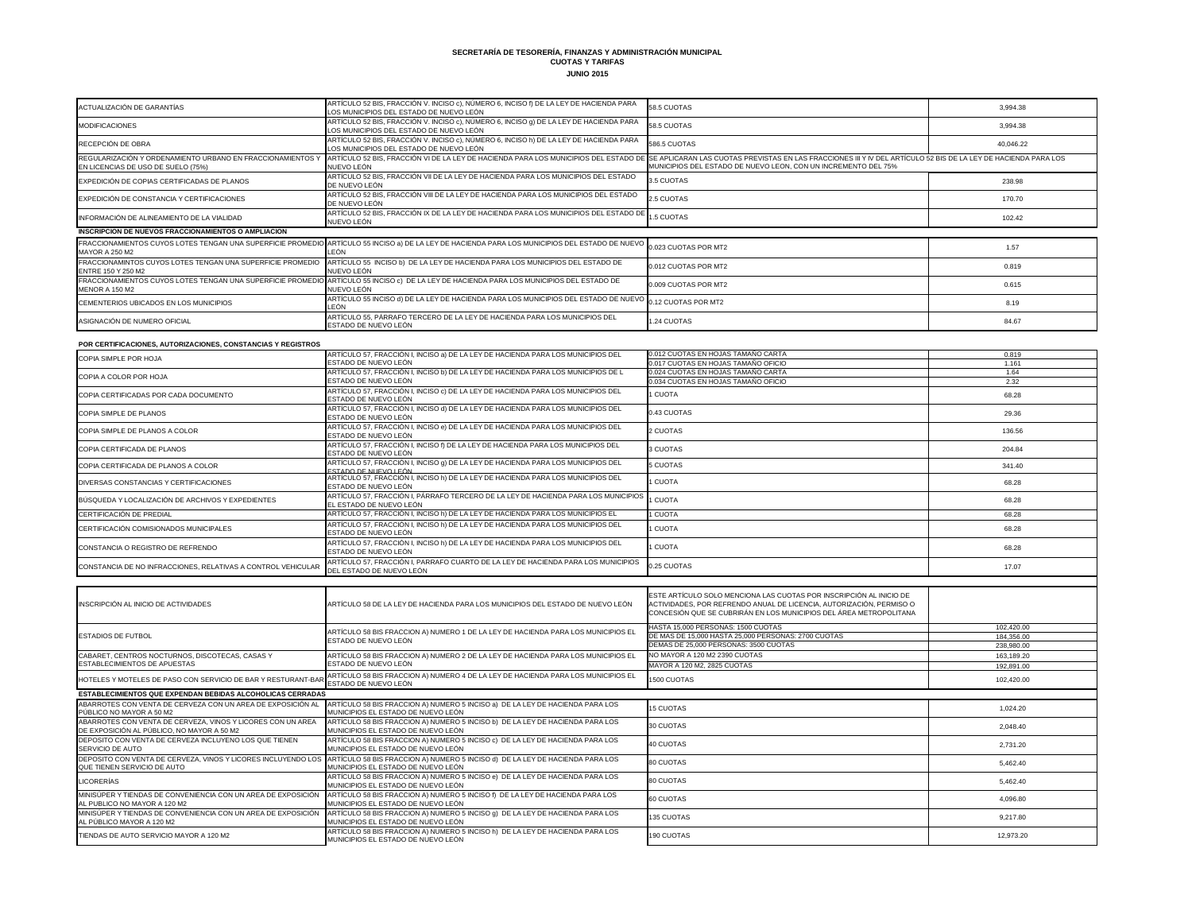**SECRETARÍA DE TESORERÍA, FINANZAS Y ADMINISTRACIÓN MUNICIPAL**
**CUOTAS Y TARIFAS**
**JUNIO 2015**

| | | | |
|---|---|---|---|
| ACTUALIZACIÓN DE GARANTÍAS | ARTÍCULO 52 BIS, FRACCIÓN V. INCISO c), NÚMERO 6, INCISO f) DE LA LEY DE HACIENDA PARA LOS MUNICIPIOS DEL ESTADO DE NUEVO LEÓN | 58.5 CUOTAS | 3,994.38 |
| MODIFICACIONES | ARTÍCULO 52 BIS, FRACCIÓN V. INCISO c), NÚMERO 6, INCISO g) DE LA LEY DE HACIENDA PARA LOS MUNICIPIOS DEL ESTADO DE NUEVO LEÓN | 58.5 CUOTAS | 3,994.38 |
| RECEPCIÓN DE OBRA | ARTÍCULO 52 BIS, FRACCIÓN V. INCISO c), NÚMERO 6, INCISO h) DE LA LEY DE HACIENDA PARA LOS MUNICIPIOS DEL ESTADO DE NUEVO LEÓN | 586.5 CUOTAS | 40,046.22 |
| REGULARIZACIÓN Y ORDENAMIENTO URBANO EN FRACCIONAMIENTOS Y EN LICENCIAS DE USO DE SUELO (75%) | ARTÍCULO 52 BIS, FRACCIÓN VI DE LA LEY DE HACIENDA PARA LOS MUNICIPIOS DEL ESTADO DE NUEVO LEÓN | SE APLICARAN LAS CUOTAS PREVISTAS EN LAS FRACCIONES III Y IV DEL ARTÍCULO 52 BIS DE LA LEY DE HACIENDA PARA LOS MUNICIPIOS DEL ESTADO DE NUEVO LEON, CON UN INCREMENTO DEL 75% | |
| EXPEDICIÓN DE COPIAS CERTIFICADAS DE PLANOS | ARTÍCULO 52 BIS, FRACCIÓN VII DE LA LEY DE HACIENDA PARA LOS MUNICIPIOS DEL ESTADO DE NUEVO LEÓN | 3.5 CUOTAS | 238.98 |
| EXPEDICIÓN DE CONSTANCIA Y CERTIFICACIONES | ARTÍCULO 52 BIS, FRACCIÓN VIII DE LA LEY DE HACIENDA PARA LOS MUNICIPIOS DEL ESTADO DE NUEVO LEÓN | 2.5 CUOTAS | 170.70 |
| INFORMACIÓN DE ALINEAMIENTO DE LA VIALIDAD | ARTÍCULO 52 BIS, FRACCIÓN IX DE LA LEY DE HACIENDA PARA LOS MUNICIPIOS DEL ESTADO DE NUEVO LEÓN | 1.5 CUOTAS | 102.42 |
| **INSCRIPCION DE NUEVOS FRACCIONAMIENTOS O AMPLIACION** | | | |
| FRACCIONAMIENTOS CUYOS LOTES TENGAN UNA SUPERFICIE PROMEDIO MAYOR A 250 M2 | ARTÍCULO 55 INCISO a) DE LA LEY DE HACIENDA PARA LOS MUNICIPIOS DEL ESTADO DE NUEVO LEÓN | 0.023 CUOTAS POR MT2 | 1.57 |
| FRACCIONAMINTOS CUYOS LOTES TENGAN UNA SUPERFICIE PROMEDIO ENTRE 150 Y 250 M2 | ARTÍCULO 55 INCISO b) DE LA LEY DE HACIENDA PARA LOS MUNICIPIOS DEL ESTADO DE NUEVO LEÓN | 0.012 CUOTAS POR MT2 | 0.819 |
| FRACCIONAMIENTOS CUYOS LOTES TENGAN UNA SUPERFICIE PROMEDIO MENOR A 150 M2 | ARTÍCULO 55 INCISO c) DE LA LEY DE HACIENDA PARA LOS MUNICIPIOS DEL ESTADO DE NUEVO LEÓN | 0.009 CUOTAS POR MT2 | 0.615 |
| CEMENTERIOS UBICADOS EN LOS MUNICIPIOS | ARTÍCULO 55 INCISO d) DE LA LEY DE HACIENDA PARA LOS MUNICIPIOS DEL ESTADO DE NUEVO LEÓN | 0.12 CUOTAS POR MT2 | 8.19 |
| ASIGNACIÓN DE NUMERO OFICIAL | ARTÍCULO 55, PÁRRAFO TERCERO DE LA LEY DE HACIENDA PARA LOS MUNICIPIOS DEL ESTADO DE NUEVO LEÓN | 1.24 CUOTAS | 84.67 |

**POR CERTIFICACIONES, AUTORIZACIONES, CONSTANCIAS Y REGISTROS**

| | | | |
|---|---|---|---|
| COPIA SIMPLE POR HOJA | ARTÍCULO 57, FRACCIÓN I, INCISO a) DE LA LEY DE HACIENDA PARA LOS MUNICIPIOS DEL ESTADO DE NUEVO LEÓN | 0.012 CUOTAS EN HOJAS TAMAÑO CARTA<br>0.017 CUOTAS EN HOJAS TAMAÑO OFICIO | 0.819<br>1.161 |
| COPIA A COLOR POR HOJA | ARTÍCULO 57, FRACCIÓN I, INCISO b) DE LA LEY DE HACIENDA PARA LOS MUNICIPIOS DE L ESTADO DE NUEVO LEÓN | 0.024 CUOTAS EN HOJAS TAMAÑO CARTA<br>0.034 CUOTAS EN HOJAS TAMAÑO OFICIO | 1.64<br>2.32 |
| COPIA CERTIFICADAS POR CADA DOCUMENTO | ARTÍCULO 57, FRACCIÓN I, INCISO c) DE LA LEY DE HACIENDA PARA LOS MUNICIPIOS DEL ESTADO DE NUEVO LEÓN | 1 CUOTA | 68.28 |
| COPIA SIMPLE DE PLANOS | ARTÍCULO 57, FRACCIÓN I, INCISO d) DE LA LEY DE HACIENDA PARA LOS MUNICIPIOS DEL ESTADO DE NUEVO LEÓN | 0.43 CUOTAS | 29.36 |
| COPIA SIMPLE DE PLANOS A COLOR | ARTÍCULO 57, FRACCIÓN I, INCISO e) DE LA LEY DE HACIENDA PARA LOS MUNICIPIOS DEL ESTADO DE NUEVO LEÓN | 2 CUOTAS | 136.56 |
| COPIA CERTIFICADA DE PLANOS | ARTÍCULO 57, FRACCIÓN I, INCISO f) DE LA LEY DE HACIENDA PARA LOS MUNICIPIOS DEL ESTADO DE NUEVO LEÓN | 3 CUOTAS | 204.84 |
| COPIA CERTIFICADA DE PLANOS A COLOR | ARTÍCULO 57, FRACCIÓN I, INCISO g) DE LA LEY DE HACIENDA PARA LOS MUNICIPIOS DEL ESTADO DE NUEVO LEÓN | 5 CUOTAS | 341.40 |
| DIVERSAS CONSTANCIAS Y CERTIFICACIONES | ARTÍCULO 57, FRACCIÓN I, INCISO h) DE LA LEY DE HACIENDA PARA LOS MUNICIPIOS DEL ESTADO DE NUEVO LEÓN | 1 CUOTA | 68.28 |
| BÚSQUEDA Y LOCALIZACIÓN DE ARCHIVOS Y EXPEDIENTES | ARTÍCULO 57, FRACCIÓN I, PÁRRAFO TERCERO DE LA LEY DE HACIENDA PARA LOS MUNICIPIOS EL ESTADO DE NUEVO LEÓN | 1 CUOTA | 68.28 |
| CERTIFICACIÓN DE PREDIAL | ARTÍCULO 57, FRACCIÓN I, INCISO h) DE LA LEY DE HACIENDA PARA LOS MUNICIPIOS EL | 1 CUOTA | 68.28 |
| CERTIFICACIÓN COMISIONADOS MUNICIPALES | ARTÍCULO 57, FRACCIÓN I, INCISO h) DE LA LEY DE HACIENDA PARA LOS MUNICIPIOS DEL ESTADO DE NUEVO LEÓN | 1 CUOTA | 68.28 |
| CONSTANCIA O REGISTRO DE REFRENDO | ARTÍCULO 57, FRACCIÓN I, INCISO h) DE LA LEY DE HACIENDA PARA LOS MUNICIPIOS DEL ESTADO DE NUEVO LEÓN | 1 CUOTA | 68.28 |
| CONSTANCIA DE NO INFRACCIONES, RELATIVAS A CONTROL VEHICULAR | ARTÍCULO 57, FRACCIÓN I, PARRAFO CUARTO DE LA LEY DE HACIENDA PARA LOS MUNICIPIOS DEL ESTADO DE NUEVO LEÓN | 0.25 CUOTAS | 17.07 |

| | | | |
|---|---|---|---|
| INSCRIPCIÓN AL INICIO DE ACTIVIDADES | ARTÍCULO 58 DE LA LEY DE HACIENDA PARA LOS MUNICIPIOS DEL ESTADO DE NUEVO LEÓN | ESTE ARTÍCULO SOLO MENCIONA LAS CUOTAS POR INSCRIPCIÓN AL INICIO DE ACTIVIDADES, POR REFRENDO ANUAL DE LICENCIA, AUTORIZACIÓN, PERMISO O CONCESIÓN QUE SE CUBRIRÁN EN LOS MUNICIPIOS DEL ÁREA METROPOLITANA | |
| ESTADIOS DE FUTBOL | ARTÍCULO 58 BIS FRACCION A) NUMERO 1 DE LA LEY DE HACIENDA PARA LOS MUNICIPIOS EL ESTADO DE NUEVO LEÓN | HASTA 15,000 PERSONAS: 1500 CUOTAS<br>DE MAS DE 15,000 HASTA 25,000 PERSONAS: 2700 CUOTAS<br>DEMAS DE 25,000 PERSONAS: 3500 CUOTAS | 102,420.00<br>184,356.00<br>238,980.00 |
| CABARET, CENTROS NOCTURNOS, DISCOTECAS, CASAS Y ESTABLECIMIENTOS DE APUESTAS | ARTÍCULO 58 BIS FRACCION A) NUMERO 2 DE LA LEY DE HACIENDA PARA LOS MUNICIPIOS EL ESTADO DE NUEVO LEÓN | NO MAYOR A 120 M2 2390 CUOTAS<br>MAYOR A 120 M2, 2825 CUOTAS | 163,189.20<br>192,891.00 |
| HOTELES Y MOTELES DE PASO CON SERVICIO DE BAR Y RESTURANT-BAR | ARTÍCULO 58 BIS FRACCION A) NUMERO 4 DE LA LEY DE HACIENDA PARA LOS MUNICIPIOS EL ESTADO DE NUEVO LEÓN | 1500 CUOTAS | 102,420.00 |
| **ESTABLECIMIENTOS QUE EXPENDAN BEBIDAS ALCOHOLICAS CERRADAS** | | | |
| ABARROTES CON VENTA DE CERVEZA CON UN AREA DE EXPOSICIÓN AL PÚBLICO NO MAYOR A 50 M2 | ARTÍCULO 58 BIS FRACCION A) NUMERO 5 INCISO a) DE LA LEY DE HACIENDA PARA LOS MUNICIPIOS EL ESTADO DE NUEVO LEÓN | 15 CUOTAS | 1,024.20 |
| ABARROTES CON VENTA DE CERVEZA, VINOS Y LICORES CON UN AREA DE EXPOSICIÓN AL PÚBLICO, NO MAYOR A 50 M2 | ARTÍCULO 58 BIS FRACCION A) NUMERO 5 INCISO b) DE LA LEY DE HACIENDA PARA LOS MUNICIPIOS EL ESTADO DE NUEVO LEÓN | 30 CUOTAS | 2,048.40 |
| DEPOSITO CON VENTA DE CERVEZA INCLUYENO LOS QUE TIENEN SERVICIO DE AUTO | ARTÍCULO 58 BIS FRACCION A) NUMERO 5 INCISO c) DE LA LEY DE HACIENDA PARA LOS MUNICIPIOS EL ESTADO DE NUEVO LEÓN | 40 CUOTAS | 2,731.20 |
| DEPOSITO CON VENTA DE CERVEZA, VINOS Y LICORES INCLUYENDO LOS QUE TIENEN SERVICIO DE AUTO | ARTÍCULO 58 BIS FRACCION A) NUMERO 5 INCISO d) DE LA LEY DE HACIENDA PARA LOS MUNICIPIOS EL ESTADO DE NUEVO LEÓN | 80 CUOTAS | 5,462.40 |
| LICORERÍAS | ARTÍCULO 58 BIS FRACCION A) NUMERO 5 INCISO e) DE LA LEY DE HACIENDA PARA LOS MUNICIPIOS EL ESTADO DE NUEVO LEÓN | 80 CUOTAS | 5,462.40 |
| MINISÚPER Y TIENDAS DE CONVENIENCIA CON UN AREA DE EXPOSICION AL PUBLICO NO MAYOR A 120 M2 | ARTÍCULO 58 BIS FRACCION A) NUMERO 5 INCISO f) DE LA LEY DE HACIENDA PARA LOS MUNICIPIOS EL ESTADO DE NUEVO LEÓN | 60 CUOTAS | 4,096.80 |
| MINISÚPER Y TIENDAS DE CONVENIENCIA CON UN AREA DE EXPOSICIÓN AL PÚBLICO MAYOR A 120 M2 | ARTÍCULO 58 BIS FRACCION A) NUMERO 5 INCISO g) DE LA LEY DE HACIENDA PARA LOS MUNICIPIOS EL ESTADO DE NUEVO LEÓN | 135 CUOTAS | 9,217.80 |
| TIENDAS DE AUTO SERVICIO MAYOR A 120 M2 | ARTÍCULO 58 BIS FRACCION A) NUMERO 5 INCISO h) DE LA LEY DE HACIENDA PARA LOS MUNICIPIOS EL ESTADO DE NUEVO LEÓN | 190 CUOTAS | 12,973.20 |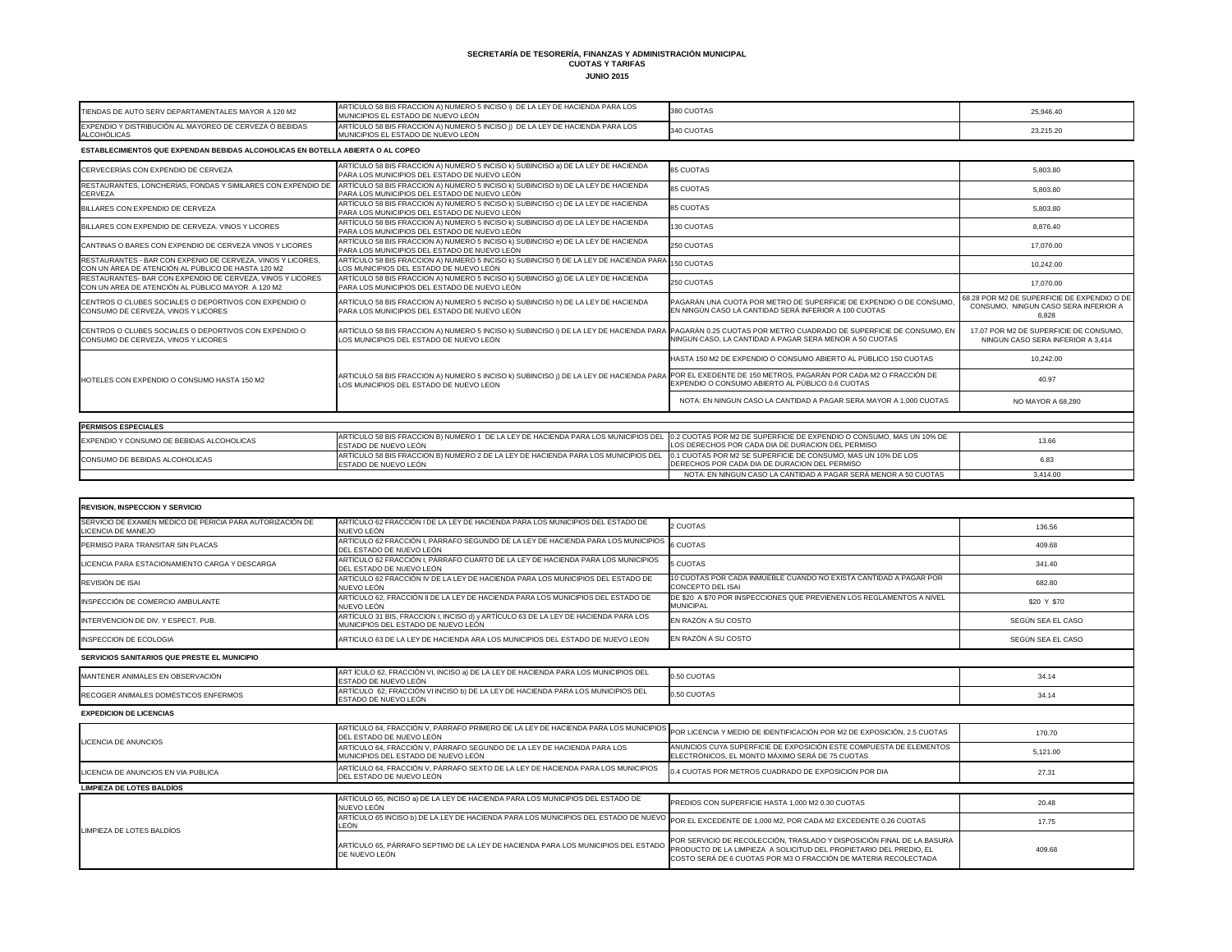**SECRETARÍA DE TESORERÍA, FINANZAS Y ADMINISTRACIÓN MUNICIPAL**
**CUOTAS Y TARIFAS**
**JUNIO 2015**

| | | | |
|---|---|---|---|
| TIENDAS DE AUTO SERV DEPARTAMENTALES MAYOR A 120 M2 | ARTÍCULO 58 BIS FRACCION A) NUMERO 5 INCISO i) DE LA LEY DE HACIENDA PARA LOS MUNICIPIOS EL ESTADO DE NUEVO LEÓN | 380 CUOTAS | 25,946.40 |
| EXPENDIO Y DISTRIBUCIÓN AL MAYOREO DE CERVEZA Ó BEBIDAS ALCOHÓLICAS | ARTÍCULO 58 BIS FRACCION A) NUMERO 5 INCISO j) DE LA LEY DE HACIENDA PARA LOS MUNICIPIOS EL ESTADO DE NUEVO LEÓN | 340 CUOTAS | 23,215.20 |

**ESTABLECIMIENTOS QUE EXPENDAN BEBIDAS ALCOHOLICAS EN BOTELLA ABIERTA O AL COPEO**

| | | | |
|---|---|---|---|
| CERVECERÍAS CON EXPENDIO DE CERVEZA | ARTÍCULO 58 BIS FRACCION A) NUMERO 5 INCISO k) SUBINCISO a) DE LA LEY DE HACIENDA PARA LOS MUNICIPIOS DEL ESTADO DE NUEVO LEÓN | 85 CUOTAS | 5,803.80 |
| RESTAURANTES, LONCHERÍAS, FONDAS Y SIMILARES CON EXPENDIO DE CERVEZA | ARTÍCULO 58 BIS FRACCION A) NUMERO 5 INCISO k) SUBINCISO b) DE LA LEY DE HACIENDA PARA LOS MUNICIPIOS DEL ESTADO DE NUEVO LEÓN | 85 CUOTAS | 5,803.80 |
| BILLARES CON EXPENDIO DE CERVEZA | ARTÍCULO 58 BIS FRACCION A) NUMERO 5 INCISO k) SUBINCISO c) DE LA LEY DE HACIENDA PARA LOS MUNICIPIOS DEL ESTADO DE NUEVO LEÓN | 85 CUOTAS | 5,803.80 |
| BILLARES CON EXPENDIO DE CERVEZA. VINOS Y LICORES | ARTÍCULO 58 BIS FRACCION A) NUMERO 5 INCISO k) SUBINCISO d) DE LA LEY DE HACIENDA PARA LOS MUNICIPIOS DEL ESTADO DE NUEVO LEÓN | 130 CUOTAS | 8,876.40 |
| CANTINAS O BARES CON EXPENDIO DE CERVEZA VINOS Y LICORES | ARTÍCULO 58 BIS FRACCION A) NUMERO 5 INCISO k) SUBINCISO e) DE LA LEY DE HACIENDA PARA LOS MUNICIPIOS DEL ESTADO DE NUEVO LEÓN | 250 CUOTAS | 17,070.00 |
| RESTAURANTES - BAR CON EXPENIO DE CERVEZA, VINOS Y LICORES, CON UN ÁREA DE ATENCIÓN AL PÚBLICO DE HASTA 120 M2 | ARTÍCULO 58 BIS FRACCION A) NUMERO 5 INCISO k) SUBINCISO f) DE LA LEY DE HACIENDA PARA LOS MUNICIPIOS DEL ESTADO DE NUEVO LEÓN | 150 CUOTAS | 10,242.00 |
| RESTAURANTES- BAR CON EXPENDIO DE CERVEZA, VINOS Y LICORES CON UN AREA DE ATENCIÓN AL PÚBLICO MAYOR A 120 M2 | ARTÍCULO 58 BIS FRACCION A) NUMERO 5 INCISO k) SUBINCISO g) DE LA LEY DE HACIENDA PARA LOS MUNICIPIOS DEL ESTADO DE NUEVO LEÓN | 250 CUOTAS | 17,070.00 |
| CENTROS O CLUBES SOCIALES O DEPORTIVOS CON EXPENDIO O CONSUMO DE CERVEZA, VINOS Y LICORES | ARTÍCULO 58 BIS FRACCION A) NUMERO 5 INCISO k) SUBINCISO h) DE LA LEY DE HACIENDA PARA LOS MUNICIPIOS DEL ESTADO DE NUEVO LEÓN | PAGARÁN UNA CUOTA POR METRO DE SUPERFICIE DE EXPENDIO O DE CONSUMO, EN NINGÚN CASO LA CANTIDAD SERÁ INFERIOR A 100 CUOTAS | 68.28 POR M2 DE SUPERFICIE DE EXPENDIO O DE CONSUMO, NINGUN CASO SERA INFERIOR A 6,828 |
| CENTROS O CLUBES SOCIALES O DEPORTIVOS CON EXPENDIO O CONSUMO DE CERVEZA, VINOS Y LICORES | ARTÍCULO 58 BIS FRACCION A) NUMERO 5 INCISO k) SUBINCISO i) DE LA LEY DE HACIENDA PARA LOS MUNICIPIOS DEL ESTADO DE NUEVO LEÓN | PAGARÁN 0.25 CUOTAS POR METRO CUADRADO DE SUPERFICIE DE CONSUMO, EN NINGUN CASO, LA CANTIDAD A PAGAR SERA MENOR A 50 CUOTAS | 17.07 POR M2 DE SUPERFICIE DE CONSUMO, NINGUN CASO SERA INFERIOR A 3,414 |
| HOTELES CON EXPENDIO O CONSUMO HASTA 150 M2 | ARTÍCULO 58 BIS FRACCION A) NUMERO 5 INCISO k) SUBINCISO j) DE LA LEY DE HACIENDA PARA LOS MUNICIPIOS DEL ESTADO DE NUEVO LEON | HASTA 150 M2 DE EXPENDIO O CONSUMO ABIERTO AL PÚBLICO 150 CUOTAS | 10,242.00 |
| | | POR EL EXEDENTE DE 150 METROS, PAGARÁN POR CADA M2 O FRACCIÓN DE EXPENDIO O CONSUMO ABIERTO AL PÚBLICO 0.6 CUOTAS | 40.97 |
| | | NOTA: EN NINGUN CASO LA CANTIDAD A PAGAR SERA MAYOR A 1,000 CUOTAS | NO MAYOR A 68,280 |

| **PERMISOS ESPECIALES** | | | |
|---|---|---|---|
| EXPENDIO Y CONSUMO DE BEBIDAS ALCOHOLICAS | ARTÍCULO 58 BIS FRACCION B) NUMERO 1 DE LA LEY DE HACIENDA PARA LOS MUNICIPIOS DEL ESTADO DE NUEVO LEÓN | 0.2 CUOTAS POR M2 DE SUPERFICIE DE EXPENDIO O CONSUMO, MAS UN 10% DE LOS DERECHOS POR CADA DIA DE DURACION DEL PERMISO | 13.66 |
| CONSUMO DE BEBIDAS ALCOHOLICAS | ARTÍCULO 58 BIS FRACCION B) NUMERO 2 DE LA LEY DE HACIENDA PARA LOS MUNICIPIOS DEL ESTADO DE NUEVO LEÓN | 0.1 CUOTAS POR M2 SE SUPERFICIE DE CONSUMO, MAS UN 10% DE LOS DERECHOS POR CADA DIA DE DURACION DEL PERMISO | 6.83 |
| | | NOTA: EN NINGUN CASO LA CANTIDAD A PAGAR SERÁ MENOR A 50 CUOTAS | 3,414.00 |

| **REVISION, INSPECCION Y SERVICIO** | | | |
|---|---|---|---|
| SERVICIO DE EXAMEN MEDICO DE PERICIA PARA AUTORIZACIÓN DE LICENCIA DE MANEJO | ARTÍCULO 62 FRACCIÓN I DE LA LEY DE HACIENDA PARA LOS MUNICIPIOS DEL ESTADO DE NUEVO LEÓN | 2 CUOTAS | 136.56 |
| PERMISO PARA TRANSITAR SIN PLACAS | ARTÍCULO 62 FRACCIÓN I, PÁRRAFO SEGUNDO DE LA LEY DE HACIENDA PARA LOS MUNICIPIOS DEL ESTADO DE NUEVO LEÓN | 6 CUOTAS | 409.68 |
| LICENCIA PARA ESTACIONAMIENTO CARGA Y DESCARGA | ARTÍCULO 62 FRACCIÓN I, PÁRRAFO CUARTO DE LA LEY DE HACIENDA PARA LOS MUNICIPIOS DEL ESTADO DE NUEVO LEÓN | 5 CUOTAS | 341.40 |
| REVISIÓN DE ISAI | ARTÍCULO 62 FRACCIÓN IV DE LA LEY DE HACIENDA PARA LOS MUNICIPIOS DEL ESTADO DE NUEVO LEÓN | 10 CUOTAS POR CADA INMUEBLE CUANDO NO EXISTA CANTIDAD A PAGAR POR CONCEPTO DEL ISAI | 682.80 |
| INSPECCIÓN DE COMERCIO AMBULANTE | ARTÍCULO 62, FRACCIÓN II DE LA LEY DE HACIENDA PARA LOS MUNICIPIOS DEL ESTADO DE NUEVO LEÓN | DE $20 A $70 POR INSPECCIONES QUE PREVIENEN LOS REGLAMENTOS A NIVEL MUNICIPAL | $20 Y $70 |
| INTERVENCION DE DIV. Y ESPECT. PUB. | ARTÍCULO 31 BIS, FRACCION I, INCISO d) y ARTÍCULO 63 DE LA LEY DE HACIENDA PARA LOS MUNICIPIOS DEL ESTADO DE NUEVO LEÓN | EN RAZÓN A SU COSTO | SEGÚN SEA EL CASO |
| INSPECCION DE ECOLOGIA | ARTICULO 63 DE LA LEY DE HACIENDA ARA LOS MUNICIPIOS DEL ESTADO DE NUEVO LEON | EN RAZÓN A SU COSTO | SEGÚN SEA EL CASO |
| **SERVICIOS SANITARIOS QUE PRESTE EL MUNICIPIO** | | | |
| MANTENER ANIMALES EN OBSERVACIÓN | ART ÍCULO 62, FRACCIÓN VI, INCISO a) DE LA LEY DE HACIENDA PARA LOS MUNICIPIOS DEL ESTADO DE NUEVO LEÓN | 0.50 CUOTAS | 34.14 |
| RECOGER ANIMALES DOMÉSTICOS ENFERMOS | ARTÍCULO 62, FRACCIÓN VI INCISO b) DE LA LEY DE HACIENDA PARA LOS MUNICIPIOS DEL ESTADO DE NUEVO LEÓN | 0.50 CUOTAS | 34.14 |
| **EXPEDICION DE LICENCIAS** | | | |
| LICENCIA DE ANUNCIOS | ARTÍCULO 64, FRACCIÓN V, PÁRRAFO PRIMERO DE LA LEY DE HACIENDA PARA LOS MUNICIPIOS DEL ESTADO DE NUEVO LEÓN | POR LICENCIA Y MEDIO DE IDENTIFICACIÓN POR M2 DE EXPOSICIÓN, 2.5 CUOTAS | 170.70 |
| | ARTÍCULO 64, FRACCIÓN V, PÁRRAFO SEGUNDO DE LA LEY DE HACIENDA PARA LOS MUNICIPIOS DEL ESTADO DE NUEVO LEÓN | ANUNCIOS CUYA SUPERFICIE DE EXPOSICIÓN ESTE COMPUESTA DE ELEMENTOS ELECTRÓNICOS, EL MONTO MÁXIMO SERÁ DE 75 CUOTAS | 5,121.00 |
| LICENCIA DE ANUNCIOS EN VIA PUBLICA | ARTÍCULO 64, FRACCIÓN V, PÁRRAFO SEXTO DE LA LEY DE HACIENDA PARA LOS MUNICIPIOS DEL ESTADO DE NUEVO LEÓN | 0.4 CUOTAS POR METROS CUADRADO DE EXPOSICION POR DIA | 27.31 |
| **LIMPIEZA DE LOTES BALDÍOS** | | | |
| LIMPIEZA DE LOTES BALDÍOS | ARTÍCULO 65, INCISO a) DE LA LEY DE HACIENDA PARA LOS MUNICIPIOS DEL ESTADO DE NUEVO LEÓN | PREDIOS CON SUPERFICIE HASTA 1,000 M2 0.30 CUOTAS | 20.48 |
| | ARTÍCULO 65 INCISO b) DE LA LEY DE HACIENDA PARA LOS MUNICIPIOS DEL ESTADO DE NUEVO LEÓN | POR EL EXCEDENTE DE 1,000 M2, POR CADA M2 EXCEDENTE 0.26 CUOTAS | 17.75 |
| | ARTÍCULO 65, PÁRRAFO SEPTIMO DE LA LEY DE HACIENDA PARA LOS MUNICIPIOS DEL ESTADO DE NUEVO LEÓN | POR SERVICIO DE RECOLECCIÓN, TRASLADO Y DISPOSICIÓN FINAL DE LA BASURA PRODUCTO DE LA LIMPIEZA A SOLICITUD DEL PROPIETARIO DEL PREDIO, EL COSTO SERÁ DE 6 CUOTAS POR M3 O FRACCIÓN DE MATERIA RECOLECTADA | 409.68 |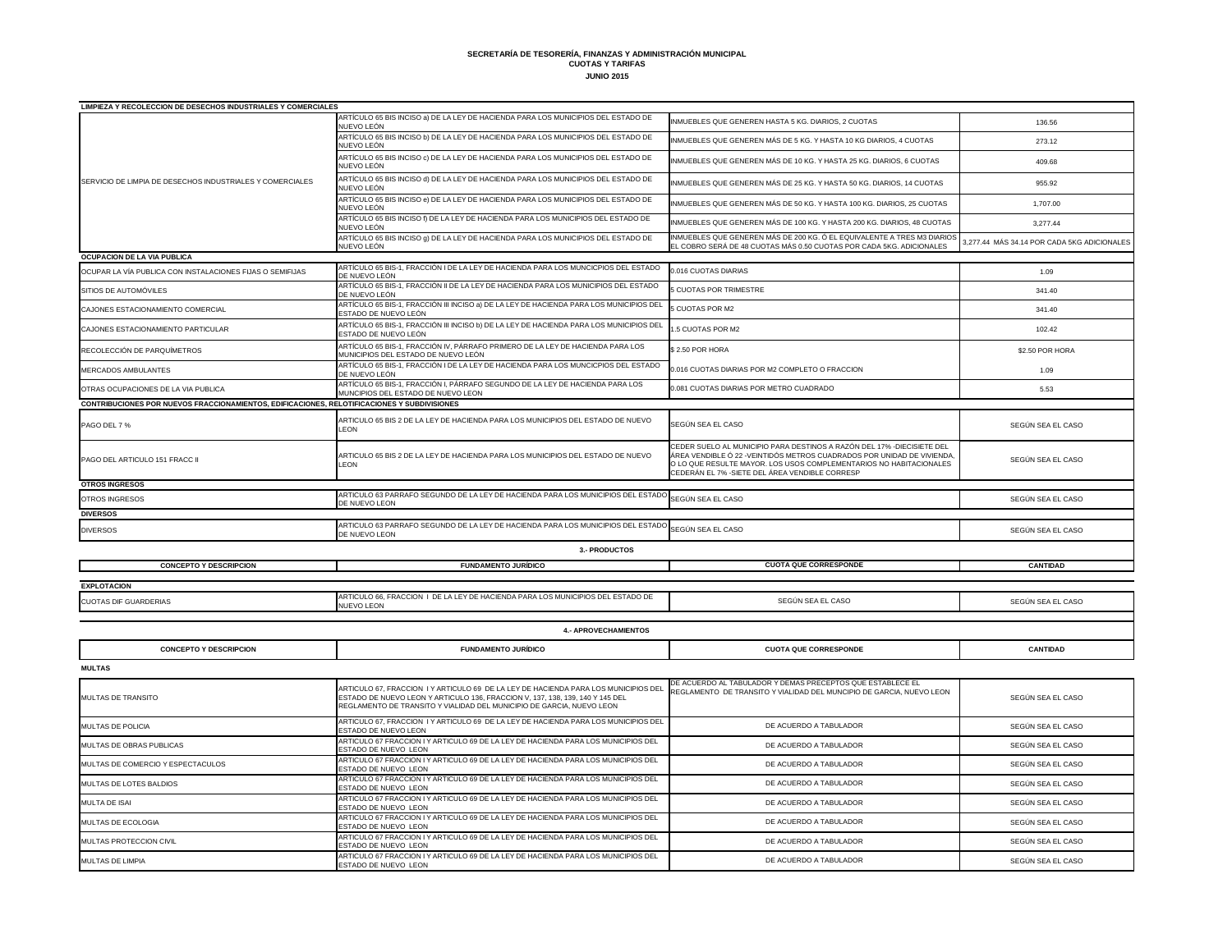**SECRETARÍA DE TESORERÍA, FINANZAS Y ADMINISTRACIÓN MUNICIPAL**
**CUOTAS Y TARIFAS**
**JUNIO 2015**

| LIMPIEZA Y RECOLECCION DE DESECHOS INDUSTRIALES Y COMERCIALES | | | |
|---|---|---|---|
| SERVICIO DE LIMPIA DE DESECHOS INDUSTRIALES Y COMERCIALES | ARTÍCULO 65 BIS INCISO a) DE LA LEY DE HACIENDA PARA LOS MUNICIPIOS DEL ESTADO DE NUEVO LEÓN | INMUEBLES QUE GENEREN HASTA 5 KG. DIARIOS, 2 CUOTAS | 136.56 |
| | ARTÍCULO 65 BIS INCISO b) DE LA LEY DE HACIENDA PARA LOS MUNICIPIOS DEL ESTADO DE NUEVO LEÓN | INMUEBLES QUE GENEREN MÁS DE 5 KG. Y HASTA 10 KG DIARIOS, 4 CUOTAS | 273.12 |
| | ARTÍCULO 65 BIS INCISO c) DE LA LEY DE HACIENDA PARA LOS MUNICIPIOS DEL ESTADO DE NUEVO LEÓN | INMUEBLES QUE GENEREN MÁS DE 10 KG. Y HASTA 25 KG. DIARIOS, 6 CUOTAS | 409.68 |
| | ARTÍCULO 65 BIS INCISO d) DE LA LEY DE HACIENDA PARA LOS MUNICIPIOS DEL ESTADO DE NUEVO LEÓN | INMUEBLES QUE GENEREN MÁS DE 25 KG. Y HASTA 50 KG. DIARIOS, 14 CUOTAS | 955.92 |
| | ARTÍCULO 65 BIS INCISO e) DE LA LEY DE HACIENDA PARA LOS MUNICIPIOS DEL ESTADO DE NUEVO LEÓN | INMUEBLES QUE GENEREN MÁS DE 50 KG. Y HASTA 100 KG. DIARIOS, 25 CUOTAS | 1,707.00 |
| | ARTÍCULO 65 BIS INCISO f) DE LA LEY DE HACIENDA PARA LOS MUNICIPIOS DEL ESTADO DE NUEVO LEÓN | INMUEBLES QUE GENEREN MÁS DE 100 KG. Y HASTA 200 KG. DIARIOS, 48 CUOTAS | 3,277.44 |
| | ARTÍCULO 65 BIS INCISO g) DE LA LEY DE HACIENDA PARA LOS MUNICIPIOS DEL ESTADO DE NUEVO LEÓN | INMUEBLES QUE GENEREN MÁS DE 200 KG. Ó EL EQUIVALENTE A TRES M3 DIARIOS EL COBRO SERÁ DE 48 CUOTAS MÁS 0.50 CUOTAS POR CADA 5KG. ADICIONALES | 3,277.44 MÁS 34.14 POR CADA 5KG ADICIONALES |
| **OCUPACION DE LA VIA PUBLICA** | | | |
| OCUPAR LA VÍA PUBLICA CON INSTALACIONES FIJAS O SEMIFIJAS | ARTÍCULO 65 BIS-1, FRACCIÓN I DE LA LEY DE HACIENDA PARA LOS MUNCICPIOS DEL ESTADO DE NUEVO LEÓN | 0.016 CUOTAS DIARIAS | 1.09 |
| SITIOS DE AUTOMÓVILES | ARTÍCULO 65 BIS-1, FRACCIÓN II DE LA LEY DE HACIENDA PARA LOS MUNICIPIOS DEL ESTADO DE NUEVO LEÓN | 5 CUOTAS POR TRIMESTRE | 341.40 |
| CAJONES ESTACIONAMIENTO COMERCIAL | ARTÍCULO 65 BIS-1, FRACCIÓN III INCISO a) DE LA LEY DE HACIENDA PARA LOS MUNICIPIOS DEL ESTADO DE NUEVO LEÓN | 5 CUOTAS POR M2 | 341.40 |
| CAJONES ESTACIONAMIENTO PARTICULAR | ARTÍCULO 65 BIS-1, FRACCIÓN III INCISO b) DE LA LEY DE HACIENDA PARA LOS MUNICIPIOS DEL ESTADO DE NUEVO LEÓN | 1.5 CUOTAS POR M2 | 102.42 |
| RECOLECCIÓN DE PARQUÍMETROS | ARTÍCULO 65 BIS-1, FRACCIÓN IV, PÁRRAFO PRIMERO DE LA LEY DE HACIENDA PARA LOS MUNICIPIOS DEL ESTADO DE NUEVO LEÓN | $ 2.50 POR HORA | $2.50 POR HORA |
| MERCADOS AMBULANTES | ARTÍCULO 65 BIS-1, FRACCIÓN I DE LA LEY DE HACIENDA PARA LOS MUNCICPIOS DEL ESTADO DE NUEVO LEÓN | 0.016 CUOTAS DIARIAS POR M2 COMPLETO O FRACCION | 1.09 |
| OTRAS OCUPACIONES DE LA VIA PUBLICA | ARTÍCULO 65 BIS-1, FRACCIÓN I, PÁRRAFO SEGUNDO DE LA LEY DE HACIENDA PARA LOS MUNCIPIOS DEL ESTADO DE NUEVO LEON | 0.081 CUOTAS DIARIAS POR METRO CUADRADO | 5.53 |
| **CONTRIBUCIONES POR NUEVOS FRACCIONAMIENTOS, EDIFICACIONES, RELOTIFICACIONES Y SUBDIVISIONES** | | | |
| PAGO DEL 7 % | ARTICULO 65 BIS 2 DE LA LEY DE HACIENDA PARA LOS MUNICIPIOS DEL ESTADO DE NUEVO LEON | SEGÚN SEA EL CASO | SEGÚN SEA EL CASO |
| PAGO DEL ARTICULO 151 FRACC II | ARTICULO 65 BIS 2 DE LA LEY DE HACIENDA PARA LOS MUNICIPIOS DEL ESTADO DE NUEVO LEON | CEDER SUELO AL MUNICIPIO PARA DESTINOS A RAZÓN DEL 17% -DIECISIETE DEL ÁREA VENDIBLE Ó 22 -VEINTIDÓS METROS CUADRADOS POR UNIDAD DE VIVIENDA, O LO QUE RESULTE MAYOR. LOS USOS COMPLEMENTARIOS NO HABITACIONALES CEDERÁN EL 7% -SIETE DEL ÁREA VENDIBLE CORRESP | SEGÚN SEA EL CASO |
| **OTROS INGRESOS** | | | |
| OTROS INGRESOS | ARTICULO 63 PARRAFO SEGUNDO DE LA LEY DE HACIENDA PARA LOS MUNICIPIOS DEL ESTADO DE NUEVO LEON | SEGÚN SEA EL CASO | SEGÚN SEA EL CASO |
| **DIVERSOS** | | | |
| DIVERSOS | ARTICULO 63 PARRAFO SEGUNDO DE LA LEY DE HACIENDA PARA LOS MUNICIPIOS DEL ESTADO DE NUEVO LEON | SEGÚN SEA EL CASO | SEGÚN SEA EL CASO |

**3.- PRODUCTOS**

| CONCEPTO Y DESCRIPCION | FUNDAMENTO JURÍDICO | CUOTA QUE CORRESPONDE | CANTIDAD |
|---|---|---|---|
| **EXPLOTACION** | | | |
| CUOTAS DIF GUARDERIAS | ARTICULO 66, FRACCION I DE LA LEY DE HACIENDA PARA LOS MUNICIPIOS DEL ESTADO DE NUEVO LEON | SEGÚN SEA EL CASO | SEGÚN SEA EL CASO |

**4.- APROVECHAMIENTOS**

| CONCEPTO Y DESCRIPCION | FUNDAMENTO JURÍDICO | CUOTA QUE CORRESPONDE | CANTIDAD |
|---|---|---|---|
| **MULTAS** | | | |
| MULTAS DE TRANSITO | ARTICULO 67, FRACCION I Y ARTICULO 69 DE LA LEY DE HACIENDA PARA LOS MUNICIPIOS DEL ESTADO DE NUEVO LEON Y ARTICULO 136, FRACCION V, 137, 138, 139, 140 Y 145 DEL REGLAMENTO DE TRANSITO Y VIALIDAD DEL MUNICIPIO DE GARCIA, NUEVO LEON | DE ACUERDO AL TABULADOR Y DEMAS PRECEPTOS QUE ESTABLECE EL REGLAMENTO DE TRANSITO Y VIALIDAD DEL MUNCIPIO DE GARCIA, NUEVO LEON | SEGÚN SEA EL CASO |
| MULTAS DE POLICIA | ARTICULO 67, FRACCION I Y ARTICULO 69 DE LA LEY DE HACIENDA PARA LOS MUNICIPIOS DEL ESTADO DE NUEVO LEON | DE ACUERDO A TABULADOR | SEGÚN SEA EL CASO |
| MULTAS DE OBRAS PUBLICAS | ARTICULO 67 FRACCION I Y ARTICULO 69 DE LA LEY DE HACIENDA PARA LOS MUNICIPIOS DEL ESTADO DE NUEVO LEON | DE ACUERDO A TABULADOR | SEGÚN SEA EL CASO |
| MULTAS DE COMERCIO Y ESPECTACULOS | ARTICULO 67 FRACCION I Y ARTICULO 69 DE LA LEY DE HACIENDA PARA LOS MUNICIPIOS DEL ESTADO DE NUEVO LEON | DE ACUERDO A TABULADOR | SEGÚN SEA EL CASO |
| MULTAS DE LOTES BALDIOS | ARTICULO 67 FRACCION I Y ARTICULO 69 DE LA LEY DE HACIENDA PARA LOS MUNICIPIOS DEL ESTADO DE NUEVO LEON | DE ACUERDO A TABULADOR | SEGÚN SEA EL CASO |
| MULTA DE ISAI | ARTICULO 67 FRACCION I Y ARTICULO 69 DE LA LEY DE HACIENDA PARA LOS MUNICIPIOS DEL ESTADO DE NUEVO LEON | DE ACUERDO A TABULADOR | SEGÚN SEA EL CASO |
| MULTAS DE ECOLOGIA | ARTICULO 67 FRACCION I Y ARTICULO 69 DE LA LEY DE HACIENDA PARA LOS MUNICIPIOS DEL ESTADO DE NUEVO LEON | DE ACUERDO A TABULADOR | SEGÚN SEA EL CASO |
| MULTAS PROTECCION CIVIL | ARTICULO 67 FRACCION I Y ARTICULO 69 DE LA LEY DE HACIENDA PARA LOS MUNICIPIOS DEL ESTADO DE NUEVO LEON | DE ACUERDO A TABULADOR | SEGÚN SEA EL CASO |
| MULTAS DE LIMPIA | ARTICULO 67 FRACCION I Y ARTICULO 69 DE LA LEY DE HACIENDA PARA LOS MUNICIPIOS DEL ESTADO DE NUEVO LEON | DE ACUERDO A TABULADOR | SEGÚN SEA EL CASO |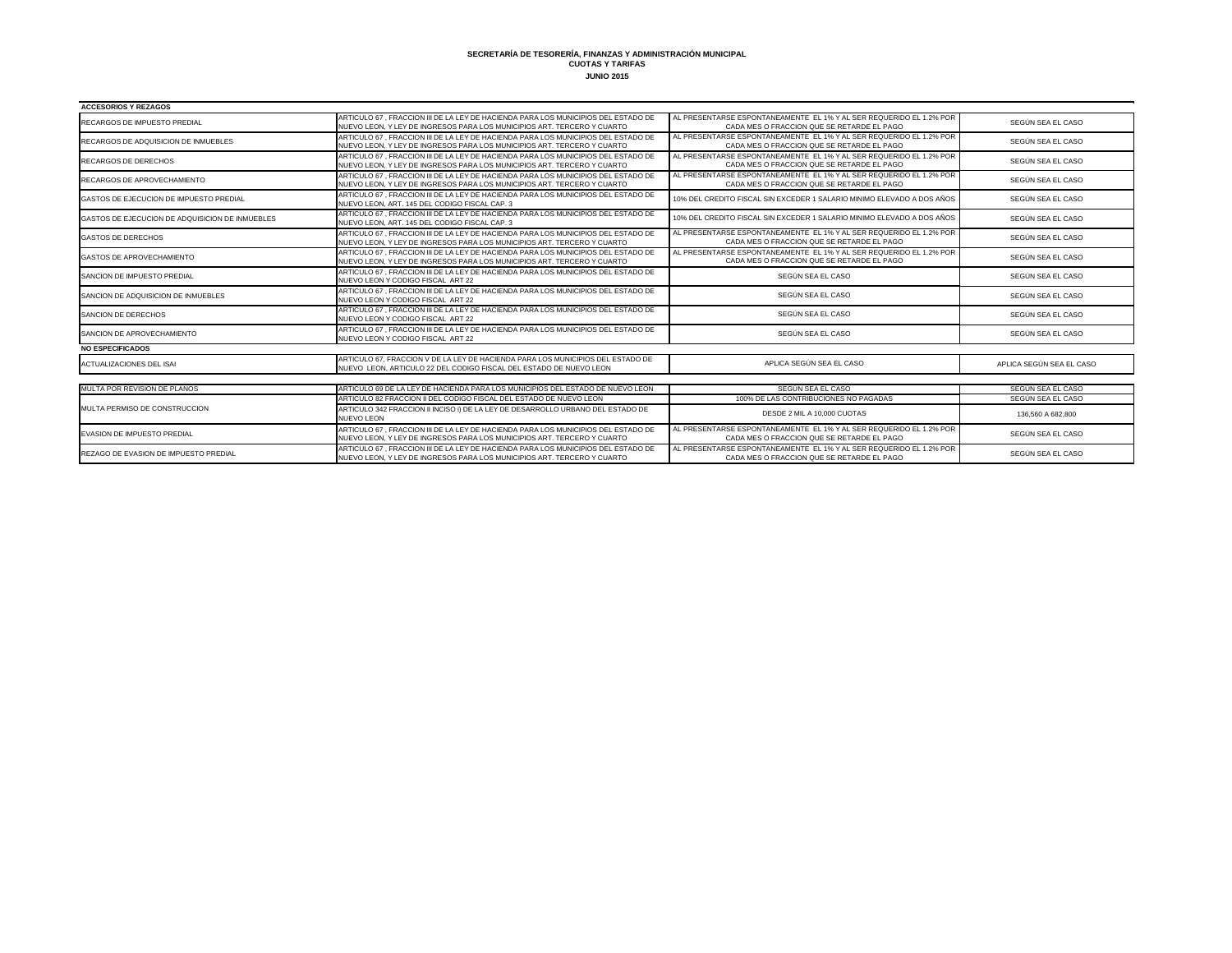**SECRETARÍA DE TESORERÍA, FINANZAS Y ADMINISTRACIÓN MUNICIPAL**
**CUOTAS Y TARIFAS**
**JUNIO 2015**

| | | | |
|---|---|---|---|
| **ACCESORIOS Y REZAGOS** | | | |
| RECARGOS DE IMPUESTO PREDIAL | ARTICULO 67 , FRACCION III DE LA LEY DE HACIENDA PARA LOS MUNICIPIOS DEL ESTADO DE NUEVO LEON, Y LEY DE INGRESOS PARA LOS MUNICIPIOS ART. TERCERO Y CUARTO | AL PRESENTARSE ESPONTANEAMENTE EL 1% Y AL SER REQUERIDO EL 1.2% POR CADA MES O FRACCION QUE SE RETARDE EL PAGO | SEGÚN SEA EL CASO |
| RECARGOS DE ADQUISICION DE INMUEBLES | ARTICULO 67 , FRACCION III DE LA LEY DE HACIENDA PARA LOS MUNICIPIOS DEL ESTADO DE NUEVO LEON, Y LEY DE INGRESOS PARA LOS MUNICIPIOS ART. TERCERO Y CUARTO | AL PRESENTARSE ESPONTANEAMENTE EL 1% Y AL SER REQUERIDO EL 1.2% POR CADA MES O FRACCION QUE SE RETARDE EL PAGO | SEGÚN SEA EL CASO |
| RECARGOS DE DERECHOS | ARTICULO 67 , FRACCION III DE LA LEY DE HACIENDA PARA LOS MUNICIPIOS DEL ESTADO DE NUEVO LEON, Y LEY DE INGRESOS PARA LOS MUNICIPIOS ART. TERCERO Y CUARTO | AL PRESENTARSE ESPONTANEAMENTE EL 1% Y AL SER REQUERIDO EL 1.2% POR CADA MES O FRACCION QUE SE RETARDE EL PAGO | SEGÚN SEA EL CASO |
| RECARGOS DE APROVECHAMIENTO | ARTICULO 67 , FRACCION III DE LA LEY DE HACIENDA PARA LOS MUNICIPIOS DEL ESTADO DE NUEVO LEON, Y LEY DE INGRESOS PARA LOS MUNICIPIOS ART. TERCERO Y CUARTO | AL PRESENTARSE ESPONTANEAMENTE EL 1% Y AL SER REQUERIDO EL 1.2% POR CADA MES O FRACCION QUE SE RETARDE EL PAGO | SEGÚN SEA EL CASO |
| GASTOS DE EJECUCION DE IMPUESTO PREDIAL | ARTICULO 67 , FRACCION III DE LA LEY DE HACIENDA PARA LOS MUNICIPIOS DEL ESTADO DE NUEVO LEON, ART. 145 DEL CODIGO FISCAL CAP. 3 | 10% DEL CREDITO FISCAL SIN EXCEDER 1 SALARIO MINIMO ELEVADO A DOS AÑOS | SEGÚN SEA EL CASO |
| GASTOS DE EJECUCION DE ADQUISICION DE INMUEBLES | ARTICULO 67 , FRACCION III DE LA LEY DE HACIENDA PARA LOS MUNICIPIOS DEL ESTADO DE NUEVO LEON, ART. 145 DEL CODIGO FISCAL CAP. 3 | 10% DEL CREDITO FISCAL SIN EXCEDER 1 SALARIO MINIMO ELEVADO A DOS AÑOS | SEGÚN SEA EL CASO |
| GASTOS DE DERECHOS | ARTICULO 67 , FRACCION III DE LA LEY DE HACIENDA PARA LOS MUNICIPIOS DEL ESTADO DE NUEVO LEON, Y LEY DE INGRESOS PARA LOS MUNICIPIOS ART. TERCERO Y CUARTO | AL PRESENTARSE ESPONTANEAMENTE EL 1% Y AL SER REQUERIDO EL 1.2% POR CADA MES O FRACCION QUE SE RETARDE EL PAGO | SEGÚN SEA EL CASO |
| GASTOS DE APROVECHAMIENTO | ARTICULO 67 , FRACCION III DE LA LEY DE HACIENDA PARA LOS MUNICIPIOS DEL ESTADO DE NUEVO LEON, Y LEY DE INGRESOS PARA LOS MUNICIPIOS ART. TERCERO Y CUARTO | AL PRESENTARSE ESPONTANEAMENTE EL 1% Y AL SER REQUERIDO EL 1.2% POR CADA MES O FRACCION QUE SE RETARDE EL PAGO | SEGÚN SEA EL CASO |
| SANCION DE IMPUESTO PREDIAL | ARTICULO 67 , FRACCION III DE LA LEY DE HACIENDA PARA LOS MUNICIPIOS DEL ESTADO DE NUEVO LEON Y CODIGO FISCAL ART 22 | SEGÚN SEA EL CASO | SEGÚN SEA EL CASO |
| SANCION DE ADQUISICION DE INMUEBLES | ARTICULO 67 , FRACCION III DE LA LEY DE HACIENDA PARA LOS MUNICIPIOS DEL ESTADO DE NUEVO LEON Y CODIGO FISCAL ART 22 | SEGÚN SEA EL CASO | SEGÚN SEA EL CASO |
| SANCION DE DERECHOS | ARTICULO 67 , FRACCION III DE LA LEY DE HACIENDA PARA LOS MUNICIPIOS DEL ESTADO DE NUEVO LEON Y CODIGO FISCAL ART 22 | SEGÚN SEA EL CASO | SEGÚN SEA EL CASO |
| SANCION DE APROVECHAMIENTO | ARTICULO 67 , FRACCION III DE LA LEY DE HACIENDA PARA LOS MUNICIPIOS DEL ESTADO DE NUEVO LEON Y CODIGO FISCAL ART 22 | SEGÚN SEA EL CASO | SEGÚN SEA EL CASO |
| **NO ESPECIFICADOS** | | | |
| ACTUALIZACIONES DEL ISAI | ARTICULO 67, FRACCION V DE LA LEY DE HACIENDA PARA LOS MUNICIPIOS DEL ESTADO DE NUEVO LEON, ARTICULO 22 DEL CODIGO FISCAL DEL ESTADO DE NUEVO LEON | APLICA SEGÚN SEA EL CASO | APLICA SEGÚN SEA EL CASO |
| MULTA POR REVISION DE PLANOS | ARTICULO 69 DE LA LEY DE HACIENDA PARA LOS MUNICIPIOS DEL ESTADO DE NUEVO LEON | SEGÚN SEA EL CASO | SEGÚN SEA EL CASO |
| MULTA PERMISO DE CONSTRUCCION | ARTICULO 82 FRACCION II DEL CODIGO FISCAL DEL ESTADO DE NUEVO LEON | 100% DE LAS CONTRIBUCIONES NO PAGADAS | SEGÚN SEA EL CASO |
| | ARTICULO 342 FRACCION II INCISO i) DE LA LEY DE DESARROLLO URBANO DEL ESTADO DE NUEVO LEON | DESDE 2 MIL A 10,000 CUOTAS | 136,560 A 682,800 |
| EVASION DE IMPUESTO PREDIAL | ARTICULO 67 , FRACCION III DE LA LEY DE HACIENDA PARA LOS MUNICIPIOS DEL ESTADO DE NUEVO LEON, Y LEY DE INGRESOS PARA LOS MUNICIPIOS ART. TERCERO Y CUARTO | AL PRESENTARSE ESPONTANEAMENTE EL 1% Y AL SER REQUERIDO EL 1.2% POR CADA MES O FRACCION QUE SE RETARDE EL PAGO | SEGÚN SEA EL CASO |
| REZAGO DE EVASION DE IMPUESTO PREDIAL | ARTICULO 67 , FRACCION III DE LA LEY DE HACIENDA PARA LOS MUNICIPIOS DEL ESTADO DE NUEVO LEON, Y LEY DE INGRESOS PARA LOS MUNICIPIOS ART. TERCERO Y CUARTO | AL PRESENTARSE ESPONTANEAMENTE EL 1% Y AL SER REQUERIDO EL 1.2% POR CADA MES O FRACCION QUE SE RETARDE EL PAGO | SEGÚN SEA EL CASO |